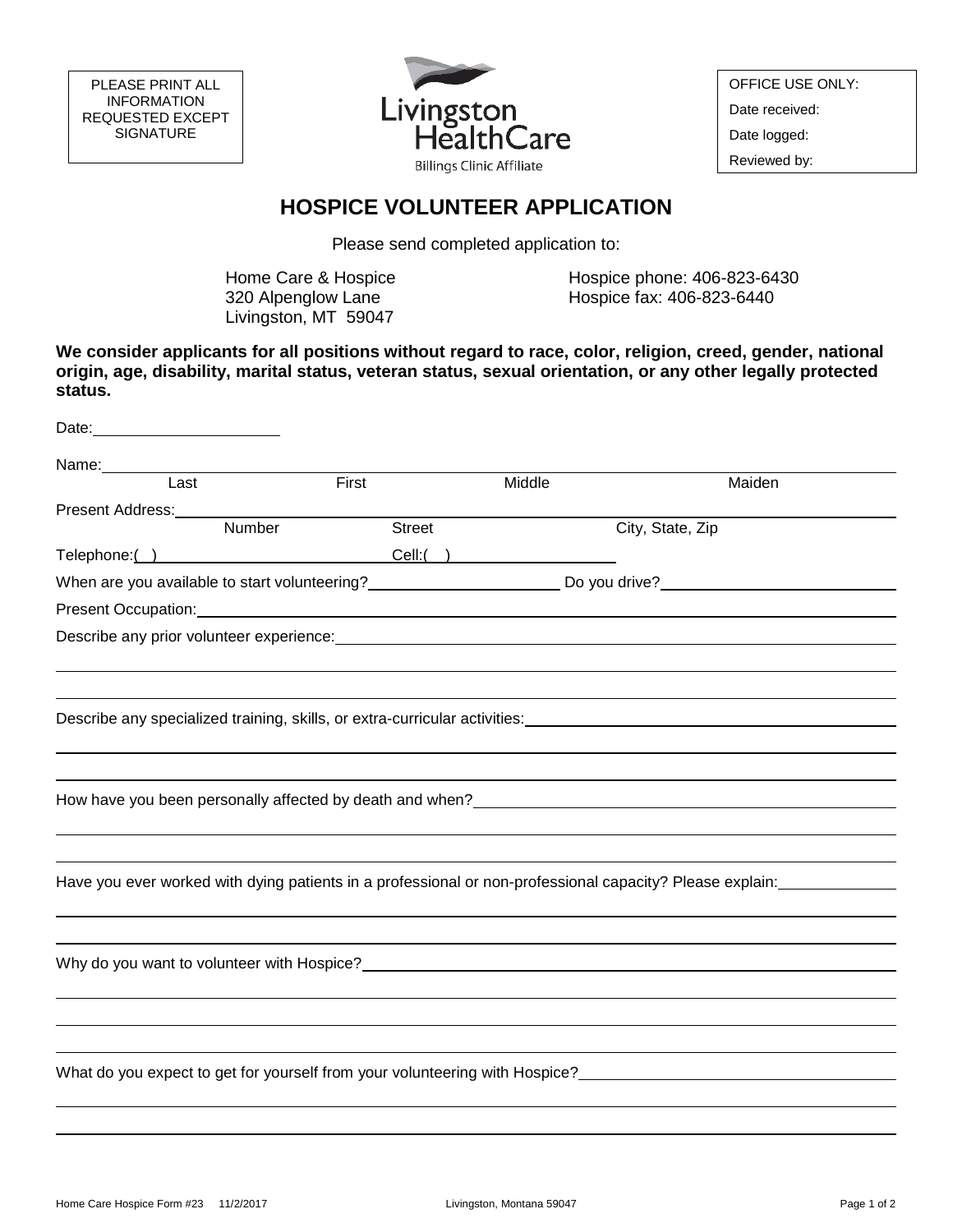PLEASE PRINT ALL INFORMATION REQUESTED EXCEPT SIGNATURE

Livingston HealthCare
Billings Clinic Affiliate

OFFICE USE ONLY:
Date received:
Date logged:
Reviewed by:

# HOSPICE VOLUNTEER APPLICATION

Please send completed application to:

Home Care & Hospice
320 Alpenglow Lane
Livingston, MT 59047

Hospice phone: 406-823-6430
Hospice fax: 406-823-6440

**We consider applicants for all positions without regard to race, color, religion, creed, gender, national origin, age, disability, marital status, veteran status, sexual orientation, or any other legally protected status.**

Date: ____________________

Name: ______________________________________________
Last First Middle Maiden

Present Address: ______________________________________________
Number Street City, State, Zip

Telephone:( ) ____________________ Cell:( ) ____________________

When are you available to start volunteering? ____________________ Do you drive? ____________________

Present Occupation: ______________________________________________

Describe any prior volunteer experience: ______________________________________________

______________________________________________

______________________________________________

Describe any specialized training, skills, or extra-curricular activities: ______________________________________________

______________________________________________

______________________________________________

How have you been personally affected by death and when? ______________________________________________

______________________________________________

______________________________________________

Have you ever worked with dying patients in a professional or non-professional capacity? Please explain: ____________

______________________________________________

______________________________________________

Why do you want to volunteer with Hospice? ______________________________________________

______________________________________________

______________________________________________

______________________________________________

What do you expect to get for yourself from your volunteering with Hospice? ______________________________________________

______________________________________________

______________________________________________

Home Care Hospice Form #23 11/2/2017 Livingston, Montana 59047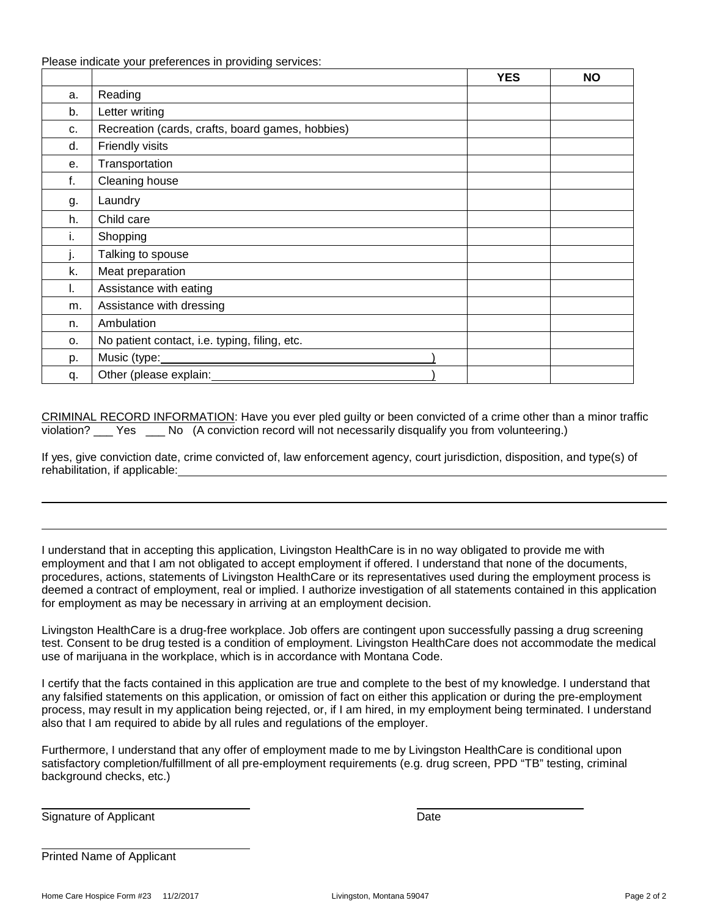Please indicate your preferences in providing services:

| | | YES | NO |
|---|---|---|---|
| a. | Reading | | |
| b. | Letter writing | | |
| c. | Recreation (cards, crafts, board games, hobbies) | | |
| d. | Friendly visits | | |
| e. | Transportation | | |
| f. | Cleaning house | | |
| g. | Laundry | | |
| h. | Child care | | |
| i. | Shopping | | |
| j. | Talking to spouse | | |
| k. | Meat preparation | | |
| l. | Assistance with eating | | |
| m. | Assistance with dressing | | |
| n. | Ambulation | | |
| o. | No patient contact, i.e. typing, filing, etc. | | |
| p. | Music (type:______________________________) | | |
| q. | Other (please explain:______________________) | | |

CRIMINAL RECORD INFORMATION: Have you ever pled guilty or been convicted of a crime other than a minor traffic violation? ___ Yes ___ No (A conviction record will not necessarily disqualify you from volunteering.)

If yes, give conviction date, crime convicted of, law enforcement agency, court jurisdiction, disposition, and type(s) of rehabilitation, if applicable:______________________________________________________________

______________________________________________________________________________________

______________________________________________________________________________________

I understand that in accepting this application, Livingston HealthCare is in no way obligated to provide me with employment and that I am not obligated to accept employment if offered. I understand that none of the documents, procedures, actions, statements of Livingston HealthCare or its representatives used during the employment process is deemed a contract of employment, real or implied. I authorize investigation of all statements contained in this application for employment as may be necessary in arriving at an employment decision.

Livingston HealthCare is a drug-free workplace. Job offers are contingent upon successfully passing a drug screening test. Consent to be drug tested is a condition of employment. Livingston HealthCare does not accommodate the medical use of marijuana in the workplace, which is in accordance with Montana Code.

I certify that the facts contained in this application are true and complete to the best of my knowledge. I understand that any falsified statements on this application, or omission of fact on either this application or during the pre-employment process, may result in my application being rejected, or, if I am hired, in my employment being terminated. I understand also that I am required to abide by all rules and regulations of the employer.

Furthermore, I understand that any offer of employment made to me by Livingston HealthCare is conditional upon satisfactory completion/fulfillment of all pre-employment requirements (e.g. drug screen, PPD "TB" testing, criminal background checks, etc.)

______________________________ ______________________________

Signature of Applicant Date

______________________________

Printed Name of Applicant

Home Care Hospice Form #23 11/2/2017 Livingston, Montana 59047